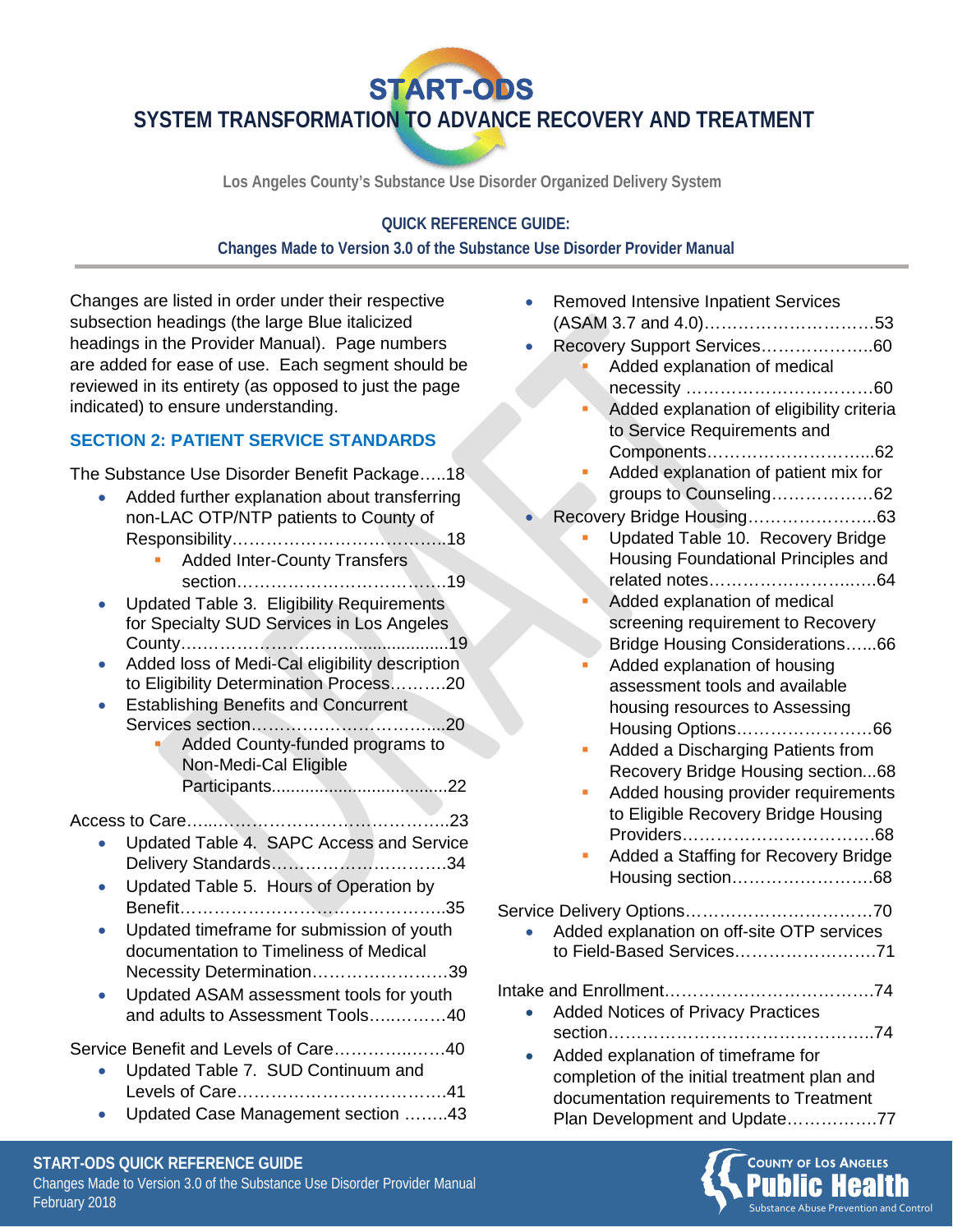# START-ODS

## SYSTEM TRANSFORMATION TO ADVANCE RECOVERY AND TREATMENT

Los Angeles County's Substance Use Disorder Organized Delivery System

**QUICK REFERENCE GUIDE:**

**Changes Made to Version 3.0 of the Substance Use Disorder Provider Manual**

Changes are listed in order under their respective subsection headings (the large Blue italicized headings in the Provider Manual). Page numbers are added for ease of use. Each segment should be reviewed in its entirety (as opposed to just the page indicated) to ensure understanding.

## SECTION 2: PATIENT SERVICE STANDARDS

The Substance Use Disorder Benefit Package…..18

- Added further explanation about transferring non-LAC OTP/NTP patients to County of Responsibility………………………………..18
  - Added Inter-County Transfers section………………………………..19
- Updated Table 3. Eligibility Requirements for Specialty SUD Services in Los Angeles County……………………......................19
- Added loss of Medi-Cal eligibility description to Eligibility Determination Process……….20
- Establishing Benefits and Concurrent Services section……………………………...20
  - Added County-funded programs to Non-Medi-Cal Eligible Participants....................................22

Access to Care…..…………………………………..23

- Updated Table 4. SAPC Access and Service Delivery Standards…………………………34
- Updated Table 5. Hours of Operation by Benefit………………………………………..35
- Updated timeframe for submission of youth documentation to Timeliness of Medical Necessity Determination……………………39
- Updated ASAM assessment tools for youth and adults to Assessment Tools…..………40

Service Benefit and Levels of Care………..…..…40

- Updated Table 7. SUD Continuum and Levels of Care……………………………….41
- Updated Case Management section ……..43
- Removed Intensive Inpatient Services (ASAM 3.7 and 4.0)…………………………53
- Recovery Support Services………………..60
  - Added explanation of medical necessity ……………………………60
  - Added explanation of eligibility criteria to Service Requirements and Components………………………...62
  - Added explanation of patient mix for groups to Counseling………………62
- Recovery Bridge Housing…………………..63
  - Updated Table 10. Recovery Bridge Housing Foundational Principles and related notes…………………………64
  - Added explanation of medical screening requirement to Recovery Bridge Housing Considerations…...66
  - Added explanation of housing assessment tools and available housing resources to Assessing Housing Options……………………66
  - Added a Discharging Patients from Recovery Bridge Housing section...68
  - Added housing provider requirements to Eligible Recovery Bridge Housing Providers…………………………….68
  - Added a Staffing for Recovery Bridge Housing section……………………68

Service Delivery Options……………………………70

- Added explanation on off-site OTP services to Field-Based Services……………………71

Intake and Enrollment………………………………74

- Added Notices of Privacy Practices section…………………………………………74
- Added explanation of timeframe for completion of the initial treatment plan and documentation requirements to Treatment Plan Development and Update…………….77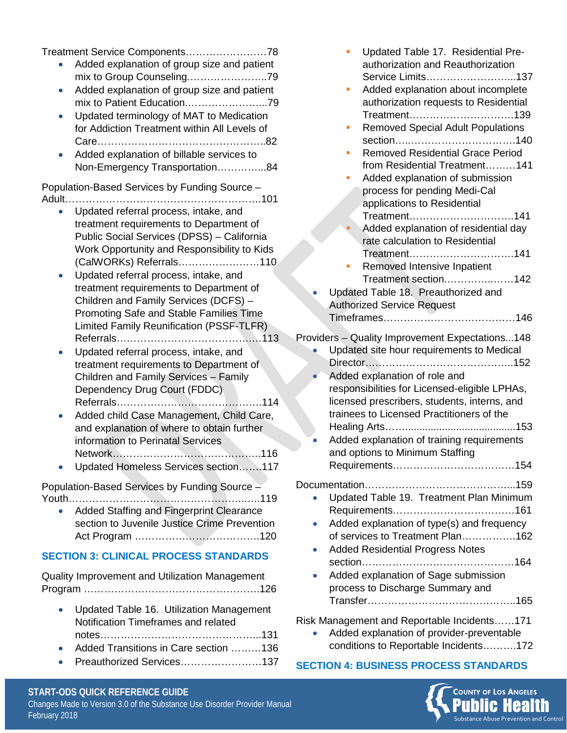Treatment Service Components……………………78

- Added explanation of group size and patient mix to Group Counseling……………………..79
- Added explanation of group size and patient mix to Patient Education…………………...79
- Updated terminology of MAT to Medication for Addiction Treatment within All Levels of Care……………………………………………..82
- Added explanation of billable services to Non-Emergency Transportation…………...84

Population-Based Services by Funding Source – Adult……………………………………………………101

- Updated referral process, intake, and treatment requirements to Department of Public Social Services (DPSS) – California Work Opportunity and Responsibility to Kids (CalWORKs) Referrals……………………110
- Updated referral process, intake, and treatment requirements to Department of Children and Family Services (DCFS) – Promoting Safe and Stable Families Time Limited Family Reunification (PSSF-TLFR) Referrals…………………………………….113
- Updated referral process, intake, and treatment requirements to Department of Children and Family Services – Family Dependency Drug Court (FDDC) Referrals…………………………………….114
- Added child Case Management, Child Care, and explanation of where to obtain further information to Perinatal Services Network……………………………………..116
- Updated Homeless Services section…….117

Population-Based Services by Funding Source – Youth…………………………………………………..119

- Added Staffing and Fingerprint Clearance section to Juvenile Justice Crime Prevention Act Program ………………………………..120

## SECTION 3: CLINICAL PROCESS STANDARDS

Quality Improvement and Utilization Management Program ……………………………………………126

- Updated Table 16. Utilization Management Notification Timeframes and related notes…………………………………………...131
- Added Transitions in Care section ………136
- Preauthorized Services……………………137
  - Updated Table 17. Residential Pre-authorization and Reauthorization Service Limits……………………..137
  - Added explanation about incomplete authorization requests to Residential Treatment…………………………..139
  - Removed Special Adult Populations section……………………………….140
  - Removed Residential Grace Period from Residential Treatment………141
  - Added explanation of submission process for pending Medi-Cal applications to Residential Treatment…………………………..141
  - Added explanation of residential day rate calculation to Residential Treatment…………………………..141
  - Removed Intensive Inpatient Treatment section………………….142
- Updated Table 18. Preauthorized and Authorized Service Request Timeframes…………………………………146

Providers – Quality Improvement Expectations...148

- Updated site hour requirements to Medical Director……………………………………..152
- Added explanation of role and responsibilities for Licensed-eligible LPHAs, licensed prescribers, students, interns, and trainees to Licensed Practitioners of the Healing Arts…….......................................153
- Added explanation of training requirements and options to Minimum Staffing Requirements………………………………154

Documentation……………………………………...159

- Updated Table 19. Treatment Plan Minimum Requirements………………………………161
- Added explanation of type(s) and frequency of services to Treatment Plan…………….162
- Added Residential Progress Notes section………………………………………164
- Added explanation of Sage submission process to Discharge Summary and Transfer……………………………………..165

Risk Management and Reportable Incidents……171

- Added explanation of provider-preventable conditions to Reportable Incidents……….172

## SECTION 4: BUSINESS PROCESS STANDARDS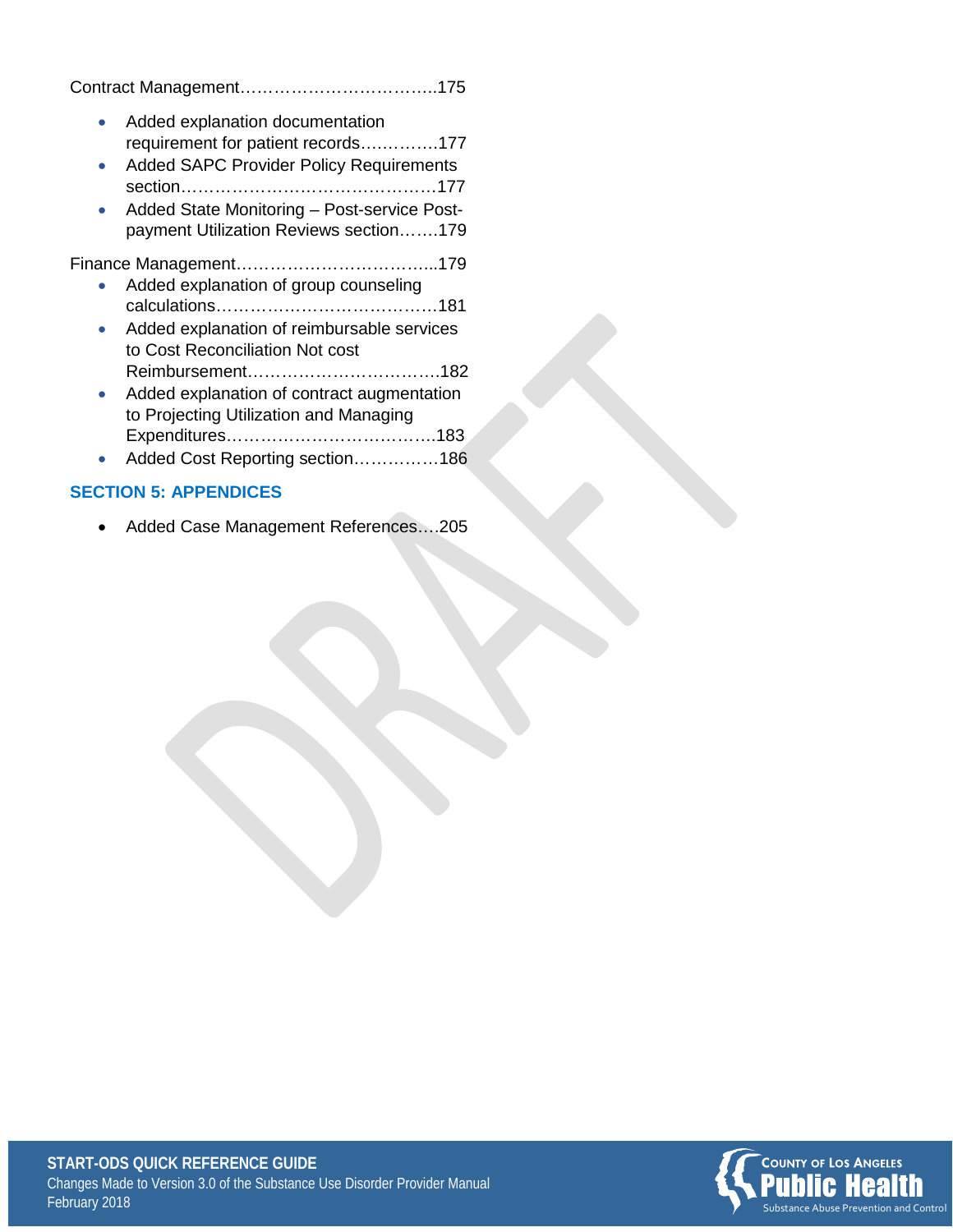Contract Management……………………………..175

- Added explanation documentation requirement for patient records…………..177
- Added SAPC Provider Policy Requirements section………………………………………177
- Added State Monitoring – Post-service Post-payment Utilization Reviews section…….179

Finance Management……………………………...179

- Added explanation of group counseling calculations…………………………………181
- Added explanation of reimbursable services to Cost Reconciliation Not cost Reimbursement…………………………….182
- Added explanation of contract augmentation to Projecting Utilization and Managing Expenditures……………………………….183
- Added Cost Reporting section……………186

## SECTION 5: APPENDICES

- Added Case Management References….205